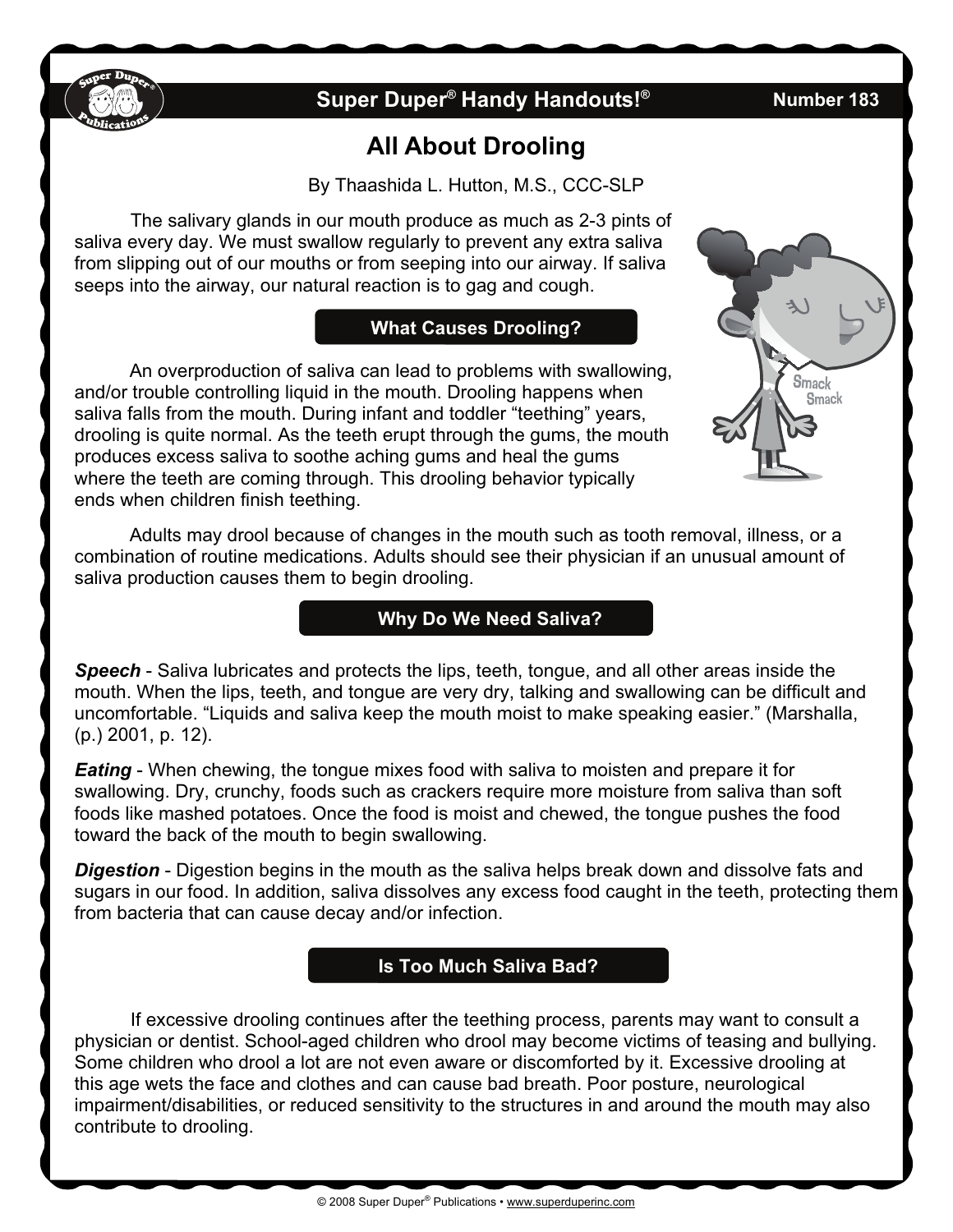# All About Drooling

By Thaashida L. Hutton, M.S., CCC-SLP

The salivary glands in our mouth produce as much as 2-3 pints of saliva every day. We must swallow regularly to prevent any extra saliva from slipping out of our mouths or from seeping into our airway. If saliva seeps into the airway, our natural reaction is to gag and cough.

## What Causes Drooling?

An overproduction of saliva can lead to problems with swallowing, and/or trouble controlling liquid in the mouth. Drooling happens when saliva falls from the mouth. During infant and toddler "teething" years, drooling is quite normal. As the teeth erupt through the gums, the mouth produces excess saliva to soothe aching gums and heal the gums where the teeth are coming through. This drooling behavior typically ends when children finish teething.

Adults may drool because of changes in the mouth such as tooth removal, illness, or a combination of routine medications. Adults should see their physician if an unusual amount of saliva production causes them to begin drooling.

## Why Do We Need Saliva?

***Speech*** - Saliva lubricates and protects the lips, teeth, tongue, and all other areas inside the mouth. When the lips, teeth, and tongue are very dry, talking and swallowing can be difficult and uncomfortable. "Liquids and saliva keep the mouth moist to make speaking easier." (Marshalla, (p.) 2001, p. 12).

***Eating*** - When chewing, the tongue mixes food with saliva to moisten and prepare it for swallowing. Dry, crunchy, foods such as crackers require more moisture from saliva than soft foods like mashed potatoes. Once the food is moist and chewed, the tongue pushes the food toward the back of the mouth to begin swallowing.

***Digestion*** - Digestion begins in the mouth as the saliva helps break down and dissolve fats and sugars in our food. In addition, saliva dissolves any excess food caught in the teeth, protecting them from bacteria that can cause decay and/or infection.

## Is Too Much Saliva Bad?

If excessive drooling continues after the teething process, parents may want to consult a physician or dentist. School-aged children who drool may become victims of teasing and bullying. Some children who drool a lot are not even aware or discomforted by it. Excessive drooling at this age wets the face and clothes and can cause bad breath. Poor posture, neurological impairment/disabilities, or reduced sensitivity to the structures in and around the mouth may also contribute to drooling.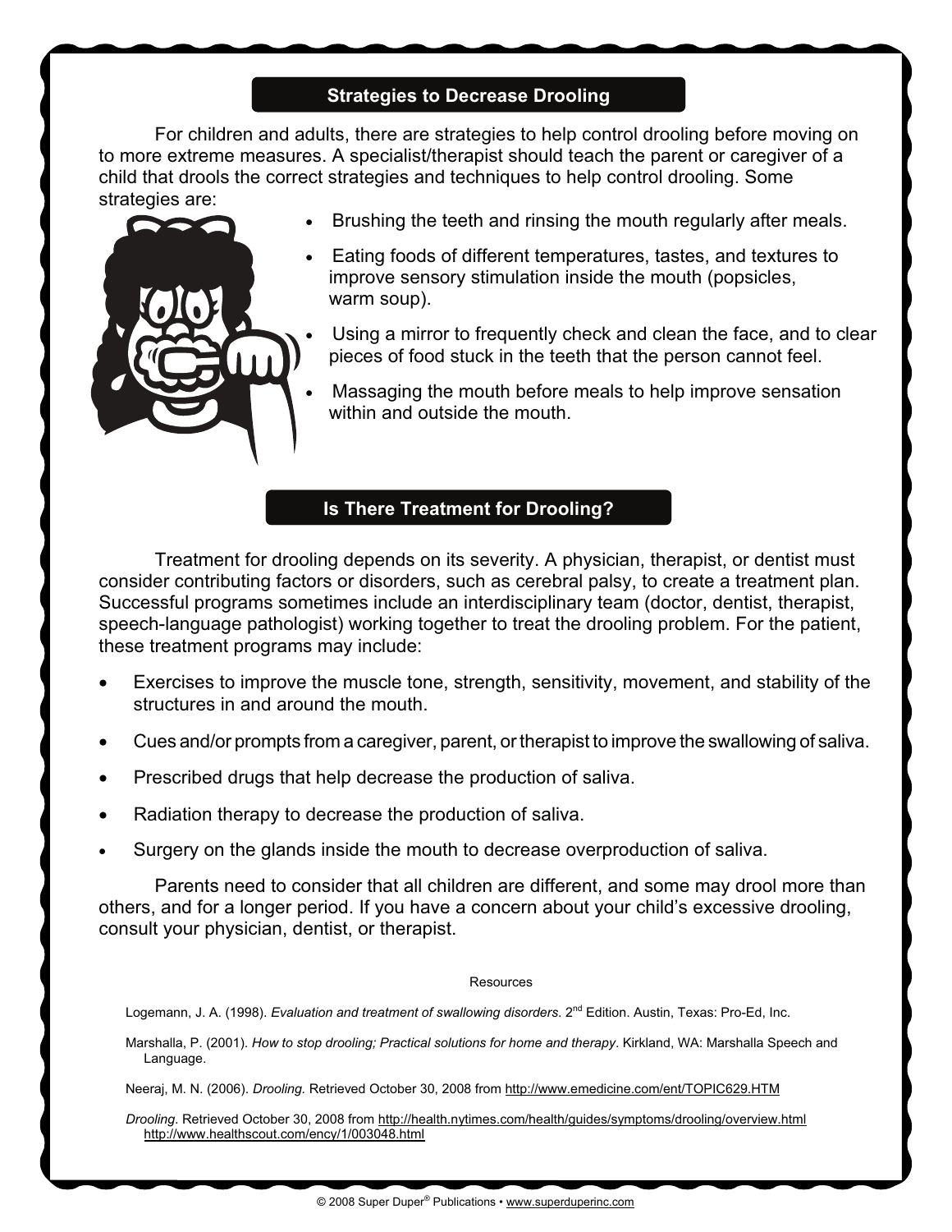## Strategies to Decrease Drooling

For children and adults, there are strategies to help control drooling before moving on to more extreme measures. A specialist/therapist should teach the parent or caregiver of a child that drools the correct strategies and techniques to help control drooling. Some strategies are:

- Brushing the teeth and rinsing the mouth regularly after meals.
- Eating foods of different temperatures, tastes, and textures to improve sensory stimulation inside the mouth (popsicles, warm soup).
- Using a mirror to frequently check and clean the face, and to clear pieces of food stuck in the teeth that the person cannot feel.
- Massaging the mouth before meals to help improve sensation within and outside the mouth.

## Is There Treatment for Drooling?

Treatment for drooling depends on its severity. A physician, therapist, or dentist must consider contributing factors or disorders, such as cerebral palsy, to create a treatment plan. Successful programs sometimes include an interdisciplinary team (doctor, dentist, therapist, speech-language pathologist) working together to treat the drooling problem. For the patient, these treatment programs may include:

- Exercises to improve the muscle tone, strength, sensitivity, movement, and stability of the structures in and around the mouth.
- Cues and/or prompts from a caregiver, parent, or therapist to improve the swallowing of saliva.
- Prescribed drugs that help decrease the production of saliva.
- Radiation therapy to decrease the production of saliva.
- Surgery on the glands inside the mouth to decrease overproduction of saliva.

Parents need to consider that all children are different, and some may drool more than others, and for a longer period. If you have a concern about your child's excessive drooling, consult your physician, dentist, or therapist.

### Resources

Logemann, J. A. (1998). *Evaluation and treatment of swallowing disorders*. 2nd Edition. Austin, Texas: Pro-Ed, Inc.

Marshalla, P. (2001). *How to stop drooling; Practical solutions for home and therapy*. Kirkland, WA: Marshalla Speech and Language.

Neeraj, M. N. (2006). *Drooling.* Retrieved October 30, 2008 from http://www.emedicine.com/ent/TOPIC629.HTM

*Drooling*. Retrieved October 30, 2008 from http://health.nytimes.com/health/guides/symptoms/drooling/overview.html http://www.healthscout.com/ency/1/003048.html

© 2008 Super Duper® Publications • www.superduperinc.com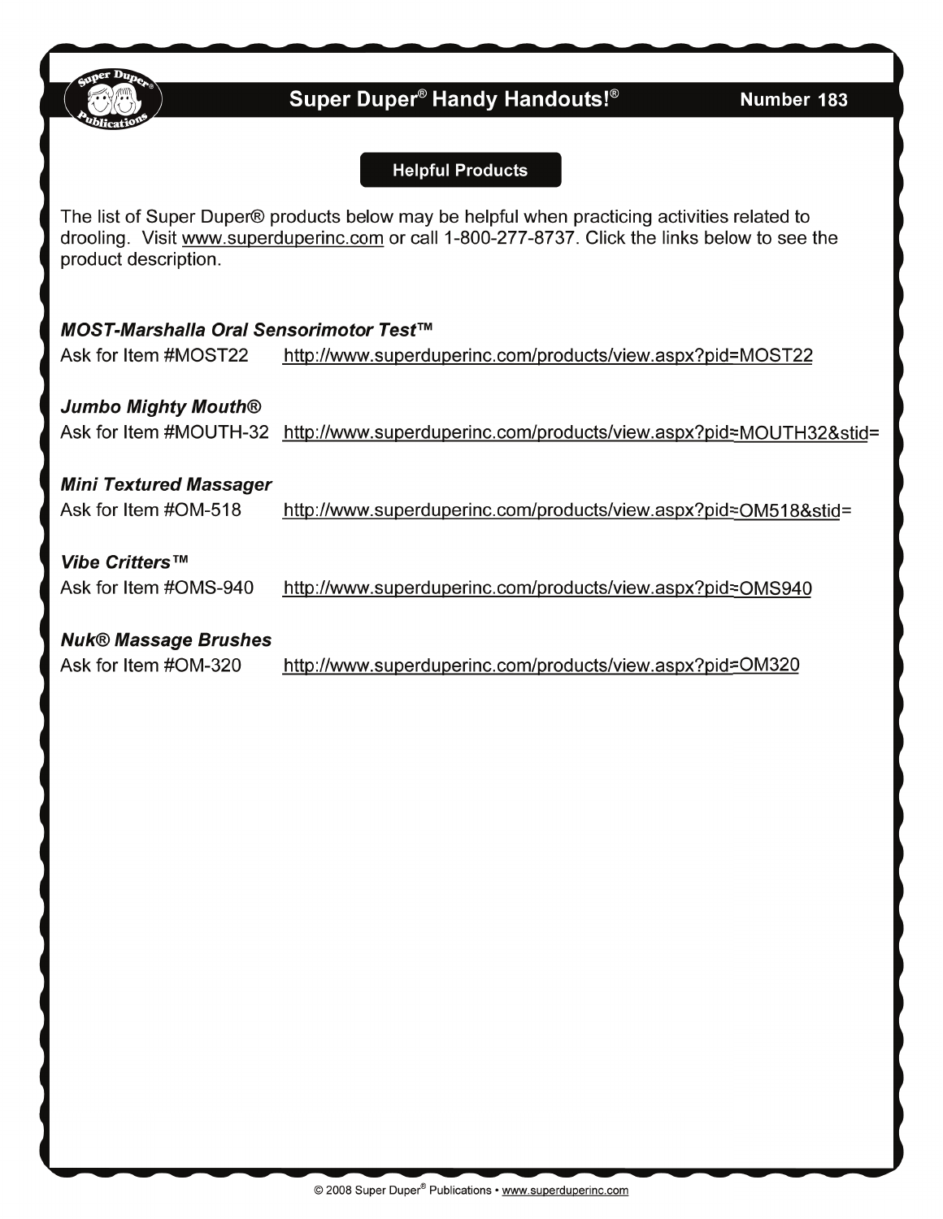## Helpful Products

The list of Super Duper® products below may be helpful when practicing activities related to drooling. Visit www.superduperinc.com or call 1-800-277-8737. Click the links below to see the product description.

***MOST-Marshalla Oral Sensorimotor Test™***

Ask for Item #MOST22 http://www.superduperinc.com/products/view.aspx?pid=MOST22

***Jumbo Mighty Mouth®***

Ask for Item #MOUTH-32 http://www.superduperinc.com/products/view.aspx?pid=MOUTH32&stid=

***Mini Textured Massager***

Ask for Item #OM-518 http://www.superduperinc.com/products/view.aspx?pid=OM518&stid=

***Vibe Critters™***

Ask for Item #OMS-940 http://www.superduperinc.com/products/view.aspx?pid=OMS940

***Nuk® Massage Brushes***

Ask for Item #OM-320 http://www.superduperinc.com/products/view.aspx?pid=OM320